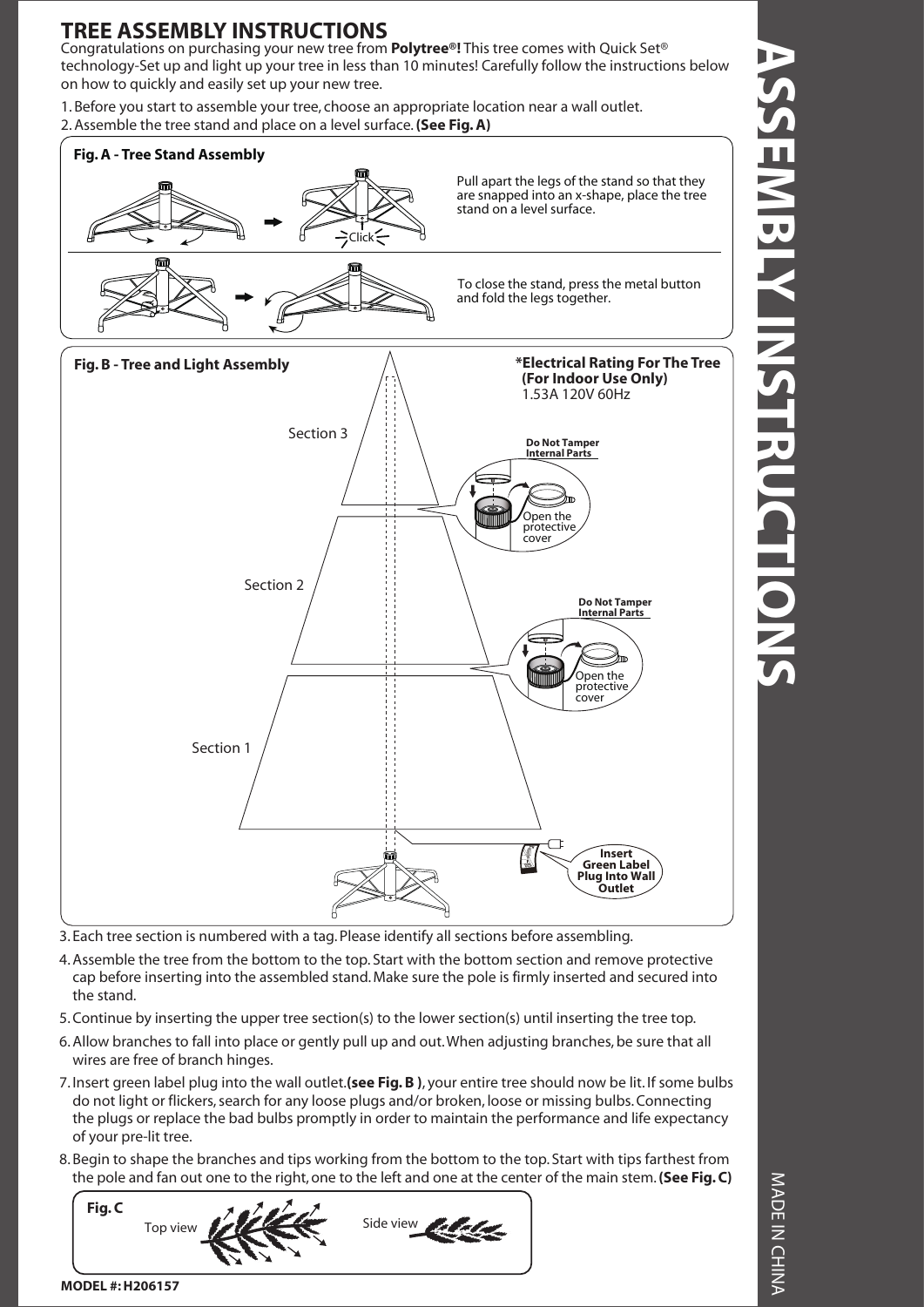# TREE ASSEMBLY INSTRUCTIONS

Congratulations on purchasing your new tree from **Polytree®!** This tree comes with Quick Set® technology-Set up and light up your tree in less than 10 minutes! Carefully follow the instructions below on how to quickly and easily set up your new tree.

1. Before you start to assemble your tree, choose an appropriate location near a wall outlet.
2. Assemble the tree stand and place on a level surface. **(See Fig. A)**

**Fig. A - Tree Stand Assembly**

Click

Pull apart the legs of the stand so that they are snapped into an x-shape, place the tree stand on a level surface.

To close the stand, press the metal button and fold the legs together.

**Fig. B - Tree and Light Assembly**

**\*Electrical Rating For The Tree (For Indoor Use Only)**
1.53A 120V 60Hz

Section 3

Section 2

Section 1

**Do Not Tamper Internal Parts**

Open the protective cover

**Do Not Tamper Internal Parts**

Open the protective cover

**Insert Green Label Plug Into Wall Outlet**

3. Each tree section is numbered with a tag. Please identify all sections before assembling.
4. Assemble the tree from the bottom to the top. Start with the bottom section and remove protective cap before inserting into the assembled stand. Make sure the pole is firmly inserted and secured into the stand.
5. Continue by inserting the upper tree section(s) to the lower section(s) until inserting the tree top.
6. Allow branches to fall into place or gently pull up and out. When adjusting branches, be sure that all wires are free of branch hinges.
7. Insert green label plug into the wall outlet.**(see Fig. B )**, your entire tree should now be lit. If some bulbs do not light or flickers, search for any loose plugs and/or broken, loose or missing bulbs. Connecting the plugs or replace the bad bulbs promptly in order to maintain the performance and life expectancy of your pre-lit tree.
8. Begin to shape the branches and tips working from the bottom to the top. Start with tips farthest from the pole and fan out one to the right, one to the left and one at the center of the main stem. **(See Fig. C)**

**Fig. C**

Top view

Side view

**MODEL #: H206157**

ASSEMBLY INSTRUCTIONS

MADE IN CHINA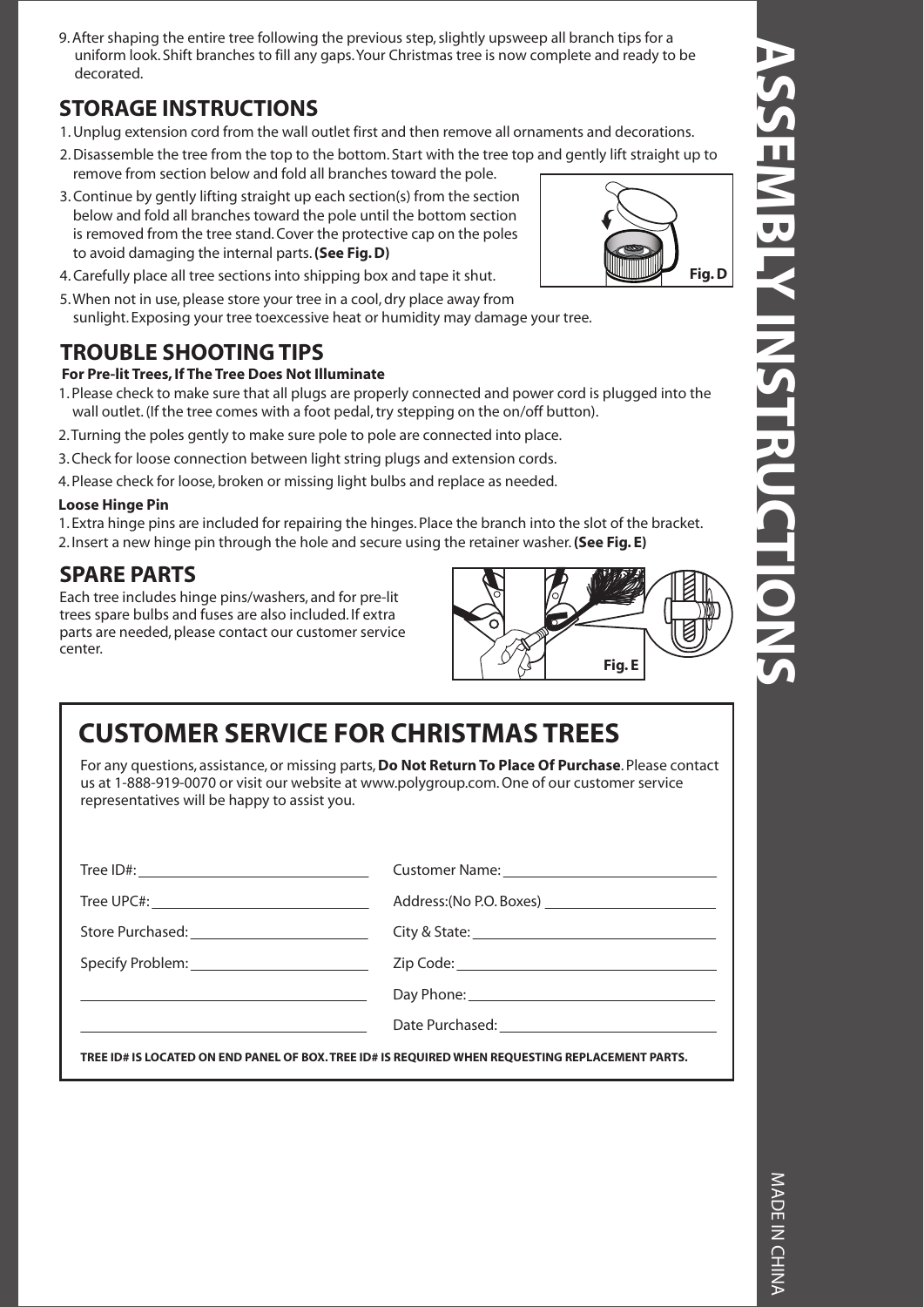9. After shaping the entire tree following the previous step, slightly upsweep all branch tips for a uniform look. Shift branches to fill any gaps. Your Christmas tree is now complete and ready to be decorated.

## STORAGE INSTRUCTIONS

1. Unplug extension cord from the wall outlet first and then remove all ornaments and decorations.
2. Disassemble the tree from the top to the bottom. Start with the tree top and gently lift straight up to remove from section below and fold all branches toward the pole.
3. Continue by gently lifting straight up each section(s) from the section below and fold all branches toward the pole until the bottom section is removed from the tree stand. Cover the protective cap on the poles to avoid damaging the internal parts. **(See Fig. D)**
4. Carefully place all tree sections into shipping box and tape it shut.
5. When not in use, please store your tree in a cool, dry place away from sunlight. Exposing your tree toexcessive heat or humidity may damage your tree.

Fig. D

## TROUBLE SHOOTING TIPS

**For Pre-lit Trees, If The Tree Does Not Illuminate**

1. Please check to make sure that all plugs are properly connected and power cord is plugged into the wall outlet. (If the tree comes with a foot pedal, try stepping on the on/off button).
2. Turning the poles gently to make sure pole to pole are connected into place.
3. Check for loose connection between light string plugs and extension cords.
4. Please check for loose, broken or missing light bulbs and replace as needed.

**Loose Hinge Pin**

1. Extra hinge pins are included for repairing the hinges. Place the branch into the slot of the bracket.
2. Insert a new hinge pin through the hole and secure using the retainer washer. **(See Fig. E)**

## SPARE PARTS

Each tree includes hinge pins/washers, and for pre-lit trees spare bulbs and fuses are also included. If extra parts are needed, please contact our customer service center.

Fig. E

## CUSTOMER SERVICE FOR CHRISTMAS TREES

For any questions, assistance, or missing parts, **Do Not Return To Place Of Purchase**. Please contact us at 1-888-919-0070 or visit our website at www.polygroup.com. One of our customer service representatives will be happy to assist you.

Tree ID#: ______________________

Tree UPC#: ______________________

Store Purchased: ______________________

Specify Problem: ______________________

______________________

______________________

Customer Name: ______________________

Address:(No P.O. Boxes) ______________________

City & State: ______________________

Zip Code: ______________________

Day Phone: ______________________

Date Purchased: ______________________

**TREE ID# IS LOCATED ON END PANEL OF BOX. TREE ID# IS REQUIRED WHEN REQUESTING REPLACEMENT PARTS.**

# ASSEMBLY INSTRUCTIONS

MADE IN CHINA